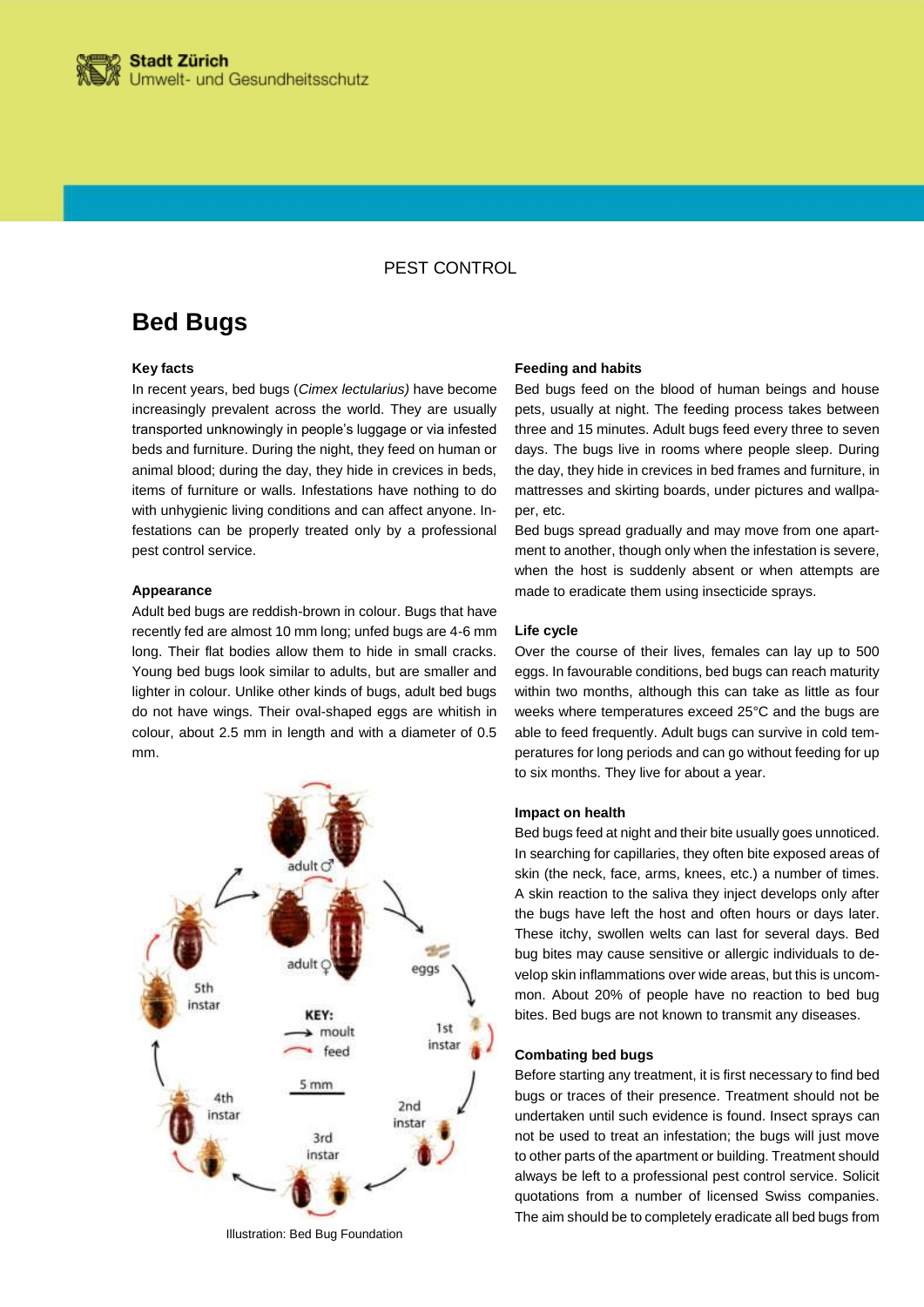Stadt Zürich
Umwelt- und Gesundheitsschutz

PEST CONTROL

# Bed Bugs

### Key facts

In recent years, bed bugs (*Cimex lectularius)* have become increasingly prevalent across the world. They are usually transported unknowingly in people's luggage or via infested beds and furniture. During the night, they feed on human or animal blood; during the day, they hide in crevices in beds, items of furniture or walls. Infestations have nothing to do with unhygienic living conditions and can affect anyone. Infestations can be properly treated only by a professional pest control service.

### Appearance

Adult bed bugs are reddish-brown in colour. Bugs that have recently fed are almost 10 mm long; unfed bugs are 4-6 mm long. Their flat bodies allow them to hide in small cracks. Young bed bugs look similar to adults, but are smaller and lighter in colour. Unlike other kinds of bugs, adult bed bugs do not have wings. Their oval-shaped eggs are whitish in colour, about 2.5 mm in length and with a diameter of 0.5 mm.

adult ♂
adult ♀
eggs
1st instar
2nd instar
3rd instar
4th instar
5th instar
KEY:
moult
feed
5 mm

Illustration: Bed Bug Foundation

### Feeding and habits

Bed bugs feed on the blood of human beings and house pets, usually at night. The feeding process takes between three and 15 minutes. Adult bugs feed every three to seven days. The bugs live in rooms where people sleep. During the day, they hide in crevices in bed frames and furniture, in mattresses and skirting boards, under pictures and wallpaper, etc.

Bed bugs spread gradually and may move from one apartment to another, though only when the infestation is severe, when the host is suddenly absent or when attempts are made to eradicate them using insecticide sprays.

### Life cycle

Over the course of their lives, females can lay up to 500 eggs. In favourable conditions, bed bugs can reach maturity within two months, although this can take as little as four weeks where temperatures exceed 25°C and the bugs are able to feed frequently. Adult bugs can survive in cold temperatures for long periods and can go without feeding for up to six months. They live for about a year.

### Impact on health

Bed bugs feed at night and their bite usually goes unnoticed. In searching for capillaries, they often bite exposed areas of skin (the neck, face, arms, knees, etc.) a number of times. A skin reaction to the saliva they inject develops only after the bugs have left the host and often hours or days later. These itchy, swollen welts can last for several days. Bed bug bites may cause sensitive or allergic individuals to develop skin inflammations over wide areas, but this is uncommon. About 20% of people have no reaction to bed bug bites. Bed bugs are not known to transmit any diseases.

### Combating bed bugs

Before starting any treatment, it is first necessary to find bed bugs or traces of their presence. Treatment should not be undertaken until such evidence is found. Insect sprays can not be used to treat an infestation; the bugs will just move to other parts of the apartment or building. Treatment should always be left to a professional pest control service. Solicit quotations from a number of licensed Swiss companies. The aim should be to completely eradicate all bed bugs from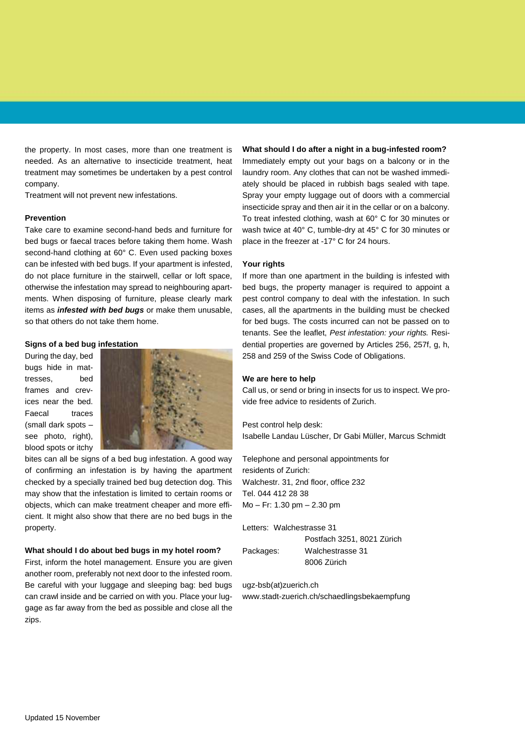the property. In most cases, more than one treatment is needed. As an alternative to insecticide treatment, heat treatment may sometimes be undertaken by a pest control company.

Treatment will not prevent new infestations.

**Prevention**

Take care to examine second-hand beds and furniture for bed bugs or faecal traces before taking them home. Wash second-hand clothing at 60° C. Even used packing boxes can be infested with bed bugs. If your apartment is infested, do not place furniture in the stairwell, cellar or loft space, otherwise the infestation may spread to neighbouring apartments. When disposing of furniture, please clearly mark items as ***infested with bed bugs*** or make them unusable, so that others do not take them home.

**Signs of a bed bug infestation**

During the day, bed bugs hide in mattresses, bed frames and crevices near the bed. Faecal traces (small dark spots – see photo, right), blood spots or itchy bites can all be signs of a bed bug infestation. A good way of confirming an infestation is by having the apartment checked by a specially trained bed bug detection dog. This may show that the infestation is limited to certain rooms or objects, which can make treatment cheaper and more efficient. It might also show that there are no bed bugs in the property.

**What should I do about bed bugs in my hotel room?**

First, inform the hotel management. Ensure you are given another room, preferably not next door to the infested room. Be careful with your luggage and sleeping bag: bed bugs can crawl inside and be carried on with you. Place your luggage as far away from the bed as possible and close all the zips.

**What should I do after a night in a bug-infested room?**

Immediately empty out your bags on a balcony or in the laundry room. Any clothes that can not be washed immediately should be placed in rubbish bags sealed with tape. Spray your empty luggage out of doors with a commercial insecticide spray and then air it in the cellar or on a balcony. To treat infested clothing, wash at 60° C for 30 minutes or wash twice at 40° C, tumble-dry at 45° C for 30 minutes or place in the freezer at -17° C for 24 hours.

**Your rights**

If more than one apartment in the building is infested with bed bugs, the property manager is required to appoint a pest control company to deal with the infestation. In such cases, all the apartments in the building must be checked for bed bugs. The costs incurred can not be passed on to tenants. See the leaflet, *Pest infestation: your rights.* Residential properties are governed by Articles 256, 257f, g, h, 258 and 259 of the Swiss Code of Obligations.

**We are here to help**

Call us, or send or bring in insects for us to inspect. We provide free advice to residents of Zurich.

Pest control help desk:
Isabelle Landau Lüscher, Dr Gabi Müller, Marcus Schmidt

Telephone and personal appointments for residents of Zurich:
Walchestr. 31, 2nd floor, office 232
Tel. 044 412 28 38
Mo – Fr: 1.30 pm – 2.30 pm

Letters: Walchestrasse 31
Postfach 3251, 8021 Zürich
Packages: Walchestrasse 31
8006 Zürich

ugz-bsb(at)zuerich.ch
www.stadt-zuerich.ch/schaedlingsbekaempfung

Updated 15 November